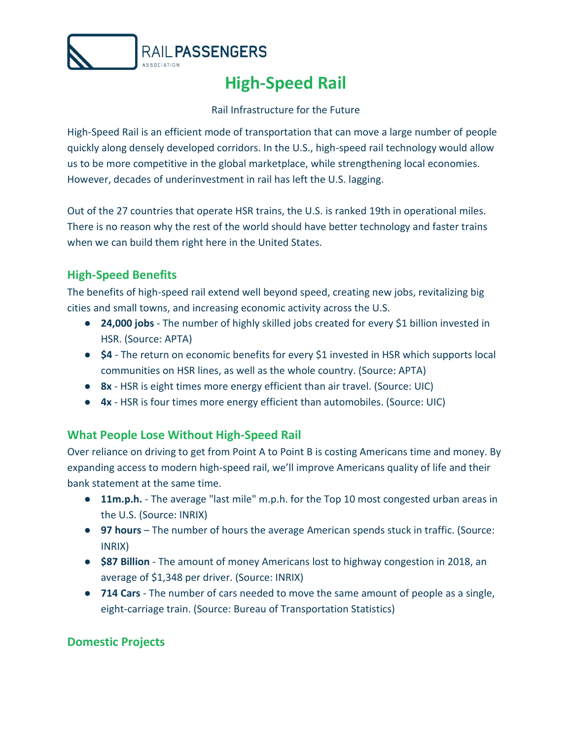RAIL PASSENGERS ASSOCIATION

# High-Speed Rail

Rail Infrastructure for the Future

High-Speed Rail is an efficient mode of transportation that can move a large number of people quickly along densely developed corridors. In the U.S., high-speed rail technology would allow us to be more competitive in the global marketplace, while strengthening local economies. However, decades of underinvestment in rail has left the U.S. lagging.

Out of the 27 countries that operate HSR trains, the U.S. is ranked 19th in operational miles. There is no reason why the rest of the world should have better technology and faster trains when we can build them right here in the United States.

## High-Speed Benefits

The benefits of high-speed rail extend well beyond speed, creating new jobs, revitalizing big cities and small towns, and increasing economic activity across the U.S.

- **24,000 jobs** - The number of highly skilled jobs created for every $1 billion invested in HSR. (Source: APTA)
- **$4** - The return on economic benefits for every $1 invested in HSR which supports local communities on HSR lines, as well as the whole country. (Source: APTA)
- **8x** - HSR is eight times more energy efficient than air travel. (Source: UIC)
- **4x** - HSR is four times more energy efficient than automobiles. (Source: UIC)

## What People Lose Without High-Speed Rail

Over reliance on driving to get from Point A to Point B is costing Americans time and money. By expanding access to modern high-speed rail, we'll improve Americans quality of life and their bank statement at the same time.

- **11m.p.h.** - The average "last mile" m.p.h. for the Top 10 most congested urban areas in the U.S. (Source: INRIX)
- **97 hours** – The number of hours the average American spends stuck in traffic. (Source: INRIX)
- **$87 Billion** - The amount of money Americans lost to highway congestion in 2018, an average of $1,348 per driver. (Source: INRIX)
- **714 Cars** - The number of cars needed to move the same amount of people as a single, eight-carriage train. (Source: Bureau of Transportation Statistics)

## Domestic Projects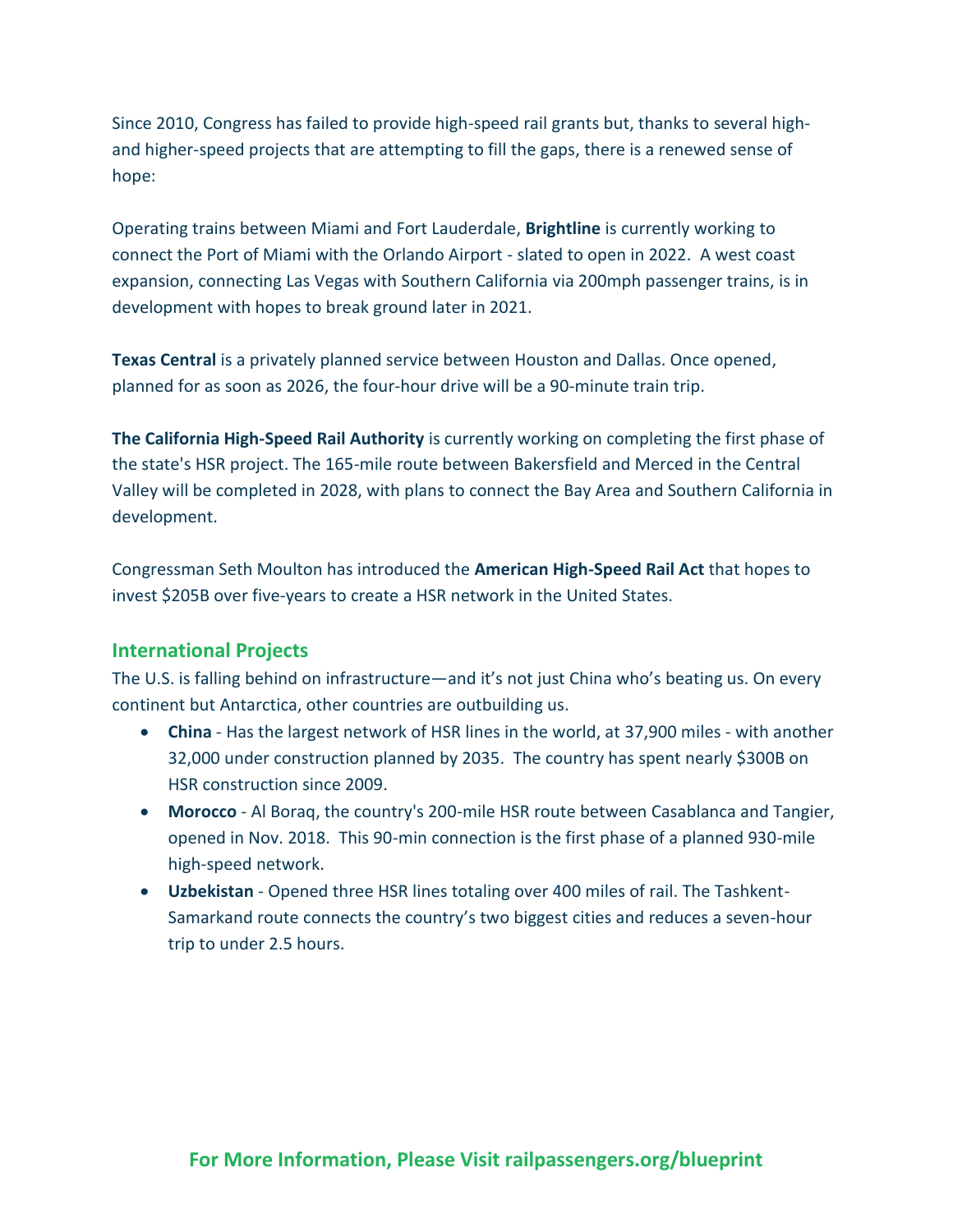Since 2010, Congress has failed to provide high-speed rail grants but, thanks to several high- and higher-speed projects that are attempting to fill the gaps, there is a renewed sense of hope:

Operating trains between Miami and Fort Lauderdale, **Brightline** is currently working to connect the Port of Miami with the Orlando Airport - slated to open in 2022. A west coast expansion, connecting Las Vegas with Southern California via 200mph passenger trains, is in development with hopes to break ground later in 2021.

**Texas Central** is a privately planned service between Houston and Dallas. Once opened, planned for as soon as 2026, the four-hour drive will be a 90-minute train trip.

**The California High-Speed Rail Authority** is currently working on completing the first phase of the state's HSR project. The 165-mile route between Bakersfield and Merced in the Central Valley will be completed in 2028, with plans to connect the Bay Area and Southern California in development.

Congressman Seth Moulton has introduced the **American High-Speed Rail Act** that hopes to invest $205B over five-years to create a HSR network in the United States.

## International Projects

The U.S. is falling behind on infrastructure—and it's not just China who's beating us. On every continent but Antarctica, other countries are outbuilding us.

- **China** - Has the largest network of HSR lines in the world, at 37,900 miles - with another 32,000 under construction planned by 2035. The country has spent nearly $300B on HSR construction since 2009.
- **Morocco** - Al Boraq, the country's 200-mile HSR route between Casablanca and Tangier, opened in Nov. 2018. This 90-min connection is the first phase of a planned 930-mile high-speed network.
- **Uzbekistan** - Opened three HSR lines totaling over 400 miles of rail. The Tashkent-Samarkand route connects the country's two biggest cities and reduces a seven-hour trip to under 2.5 hours.

**For More Information, Please Visit railpassengers.org/blueprint**